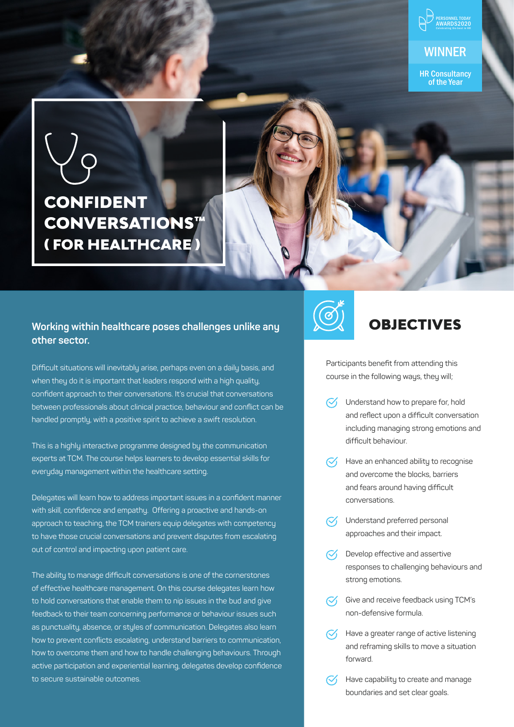PERSONNEL TODAY AWARDS2020 Celebrating the best in HR

**WINNER**

HR Consultancy of the Year

# CONFIDENT CONVERSATIONS™ ( FOR HEALTHCARE )

**Working within healthcare poses challenges unlike any other sector.**

Difficult situations will inevitably arise, perhaps even on a daily basis, and when they do it is important that leaders respond with a high quality, confident approach to their conversations. It's crucial that conversations between professionals about clinical practice, behaviour and conflict can be handled promptly, with a positive spirit to achieve a swift resolution.

This is a highly interactive programme designed by the communication experts at TCM. The course helps learners to develop essential skills for everyday management within the healthcare setting.

Delegates will learn how to address important issues in a confident manner with skill, confidence and empathy. Offering a proactive and hands-on approach to teaching, the TCM trainers equip delegates with competency to have those crucial conversations and prevent disputes from escalating out of control and impacting upon patient care.

The ability to manage difficult conversations is one of the cornerstones of effective healthcare management. On this course delegates learn how to hold conversations that enable them to nip issues in the bud and give feedback to their team concerning performance or behaviour issues such as punctuality, absence, or styles of communication. Delegates also learn how to prevent conflicts escalating, understand barriers to communication, how to overcome them and how to handle challenging behaviours. Through active participation and experiential learning, delegates develop confidence to secure sustainable outcomes.

## OBJECTIVES

Participants benefit from attending this course in the following ways, they will;

- Understand how to prepare for, hold and reflect upon a difficult conversation including managing strong emotions and difficult behaviour.
- Have an enhanced ability to recognise and overcome the blocks, barriers and fears around having difficult conversations.
- Understand preferred personal approaches and their impact.
- Develop effective and assertive responses to challenging behaviours and strong emotions.
- Give and receive feedback using TCM's non-defensive formula.
- Have a greater range of active listening and reframing skills to move a situation forward.
- Have capability to create and manage boundaries and set clear goals.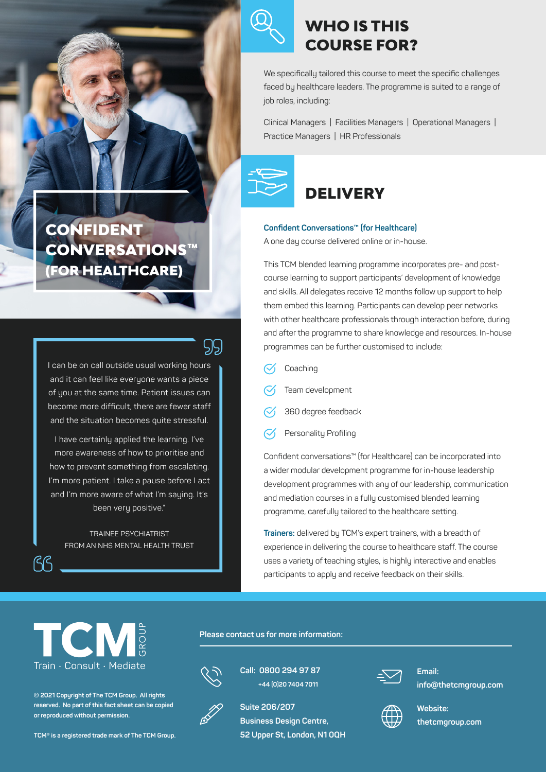# CONFIDENT CONVERSATIONS™ (FOR HEALTHCARE)

> I can be on call outside usual working hours and it can feel like everyone wants a piece of you at the same time. Patient issues can become more difficult, there are fewer staff and the situation becomes quite stressful.
>
> I have certainly applied the learning. I've more awareness of how to prioritise and how to prevent something from escalating. I'm more patient. I take a pause before I act and I'm more aware of what I'm saying. It's been very positive."
>
> TRAINEE PSYCHIATRIST
> FROM AN NHS MENTAL HEALTH TRUST

## WHO IS THIS COURSE FOR?

We specifically tailored this course to meet the specific challenges faced by healthcare leaders. The programme is suited to a range of job roles, including:

Clinical Managers | Facilities Managers | Operational Managers | Practice Managers | HR Professionals

## DELIVERY

**Confident Conversations™ (for Healthcare)**
A one day course delivered online or in-house.

This TCM blended learning programme incorporates pre- and post-course learning to support participants' development of knowledge and skills. All delegates receive 12 months follow up support to help them embed this learning. Participants can develop peer networks with other healthcare professionals through interaction before, during and after the programme to share knowledge and resources. In-house programmes can be further customised to include:

- Coaching
- Team development
- 360 degree feedback
- Personality Profiling

Confident conversations™ (for Healthcare) can be incorporated into a wider modular development programme for in-house leadership development programmes with any of our leadership, communication and mediation courses in a fully customised blended learning programme, carefully tailored to the healthcare setting.

**Trainers:** delivered by TCM's expert trainers, with a breadth of experience in delivering the course to healthcare staff. The course uses a variety of teaching styles, is highly interactive and enables participants to apply and receive feedback on their skills.

TCM GROUP
Train · Consult · Mediate

© 2021 Copyright of The TCM Group. All rights reserved. No part of this fact sheet can be copied or reproduced without permission.

TCM® is a registered trade mark of The TCM Group.

**Please contact us for more information:**

**Call: 0800 294 97 87**
+44 (0)20 7404 7011

**Suite 206/207**
**Business Design Centre,**
**52 Upper St, London, N1 0QH**

**Email:**
**info@thetcmgroup.com**

**Website:**
**thetcmgroup.com**